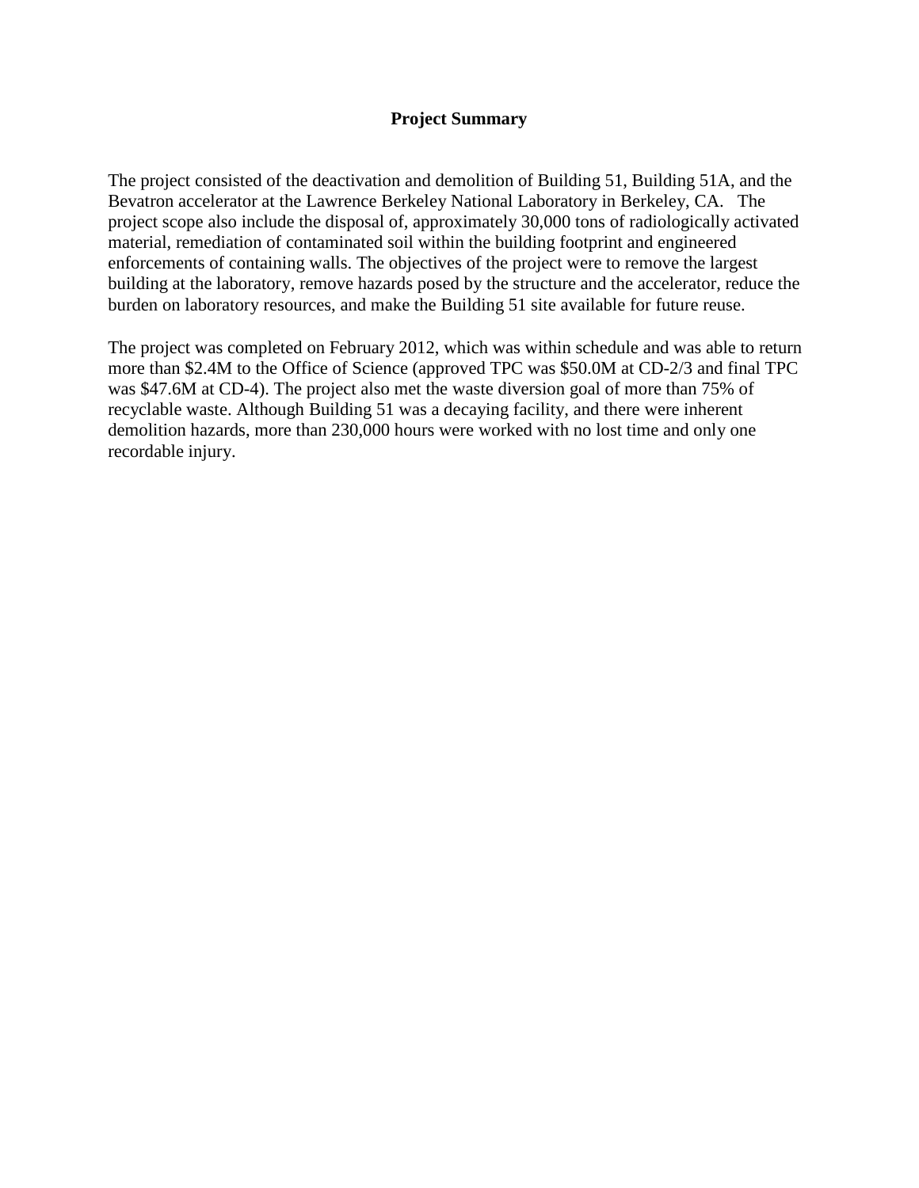## Project Summary

The project consisted of the deactivation and demolition of Building 51, Building 51A, and the Bevatron accelerator at the Lawrence Berkeley National Laboratory in Berkeley, CA. The project scope also include the disposal of, approximately 30,000 tons of radiologically activated material, remediation of contaminated soil within the building footprint and engineered enforcements of containing walls. The objectives of the project were to remove the largest building at the laboratory, remove hazards posed by the structure and the accelerator, reduce the burden on laboratory resources, and make the Building 51 site available for future reuse.

The project was completed on February 2012, which was within schedule and was able to return more than $2.4M to the Office of Science (approved TPC was $50.0M at CD-2/3 and final TPC was $47.6M at CD-4). The project also met the waste diversion goal of more than 75% of recyclable waste. Although Building 51 was a decaying facility, and there were inherent demolition hazards, more than 230,000 hours were worked with no lost time and only one recordable injury.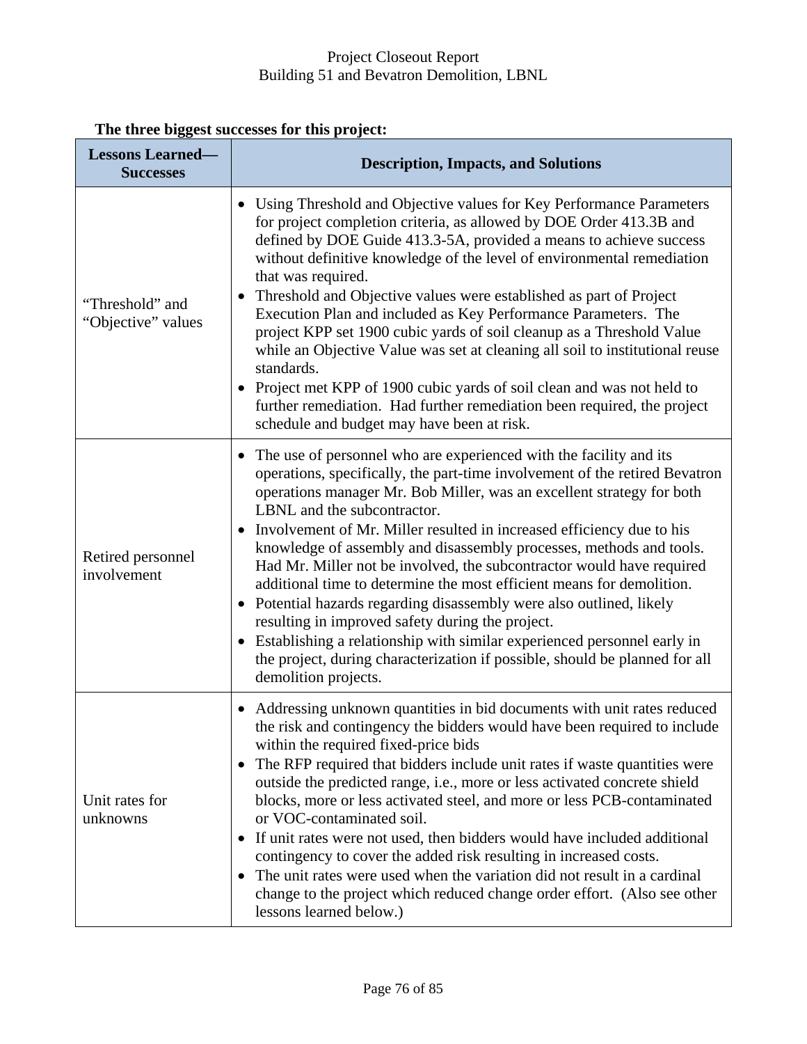**The three biggest successes for this project:**

| Lessons Learned—Successes | Description, Impacts, and Solutions |
|---|---|
| "Threshold" and "Objective" values | • Using Threshold and Objective values for Key Performance Parameters for project completion criteria, as allowed by DOE Order 413.3B and defined by DOE Guide 413.3-5A, provided a means to achieve success without definitive knowledge of the level of environmental remediation that was required.<br>• Threshold and Objective values were established as part of Project Execution Plan and included as Key Performance Parameters. The project KPP set 1900 cubic yards of soil cleanup as a Threshold Value while an Objective Value was set at cleaning all soil to institutional reuse standards.<br>• Project met KPP of 1900 cubic yards of soil clean and was not held to further remediation. Had further remediation been required, the project schedule and budget may have been at risk. |
| Retired personnel involvement | • The use of personnel who are experienced with the facility and its operations, specifically, the part-time involvement of the retired Bevatron operations manager Mr. Bob Miller, was an excellent strategy for both LBNL and the subcontractor.<br>• Involvement of Mr. Miller resulted in increased efficiency due to his knowledge of assembly and disassembly processes, methods and tools. Had Mr. Miller not be involved, the subcontractor would have required additional time to determine the most efficient means for demolition.<br>• Potential hazards regarding disassembly were also outlined, likely resulting in improved safety during the project.<br>• Establishing a relationship with similar experienced personnel early in the project, during characterization if possible, should be planned for all demolition projects. |
| Unit rates for unknowns | • Addressing unknown quantities in bid documents with unit rates reduced the risk and contingency the bidders would have been required to include within the required fixed-price bids<br>• The RFP required that bidders include unit rates if waste quantities were outside the predicted range, i.e., more or less activated concrete shield blocks, more or less activated steel, and more or less PCB-contaminated or VOC-contaminated soil.<br>• If unit rates were not used, then bidders would have included additional contingency to cover the added risk resulting in increased costs.<br>• The unit rates were used when the variation did not result in a cardinal change to the project which reduced change order effort. (Also see other lessons learned below.) |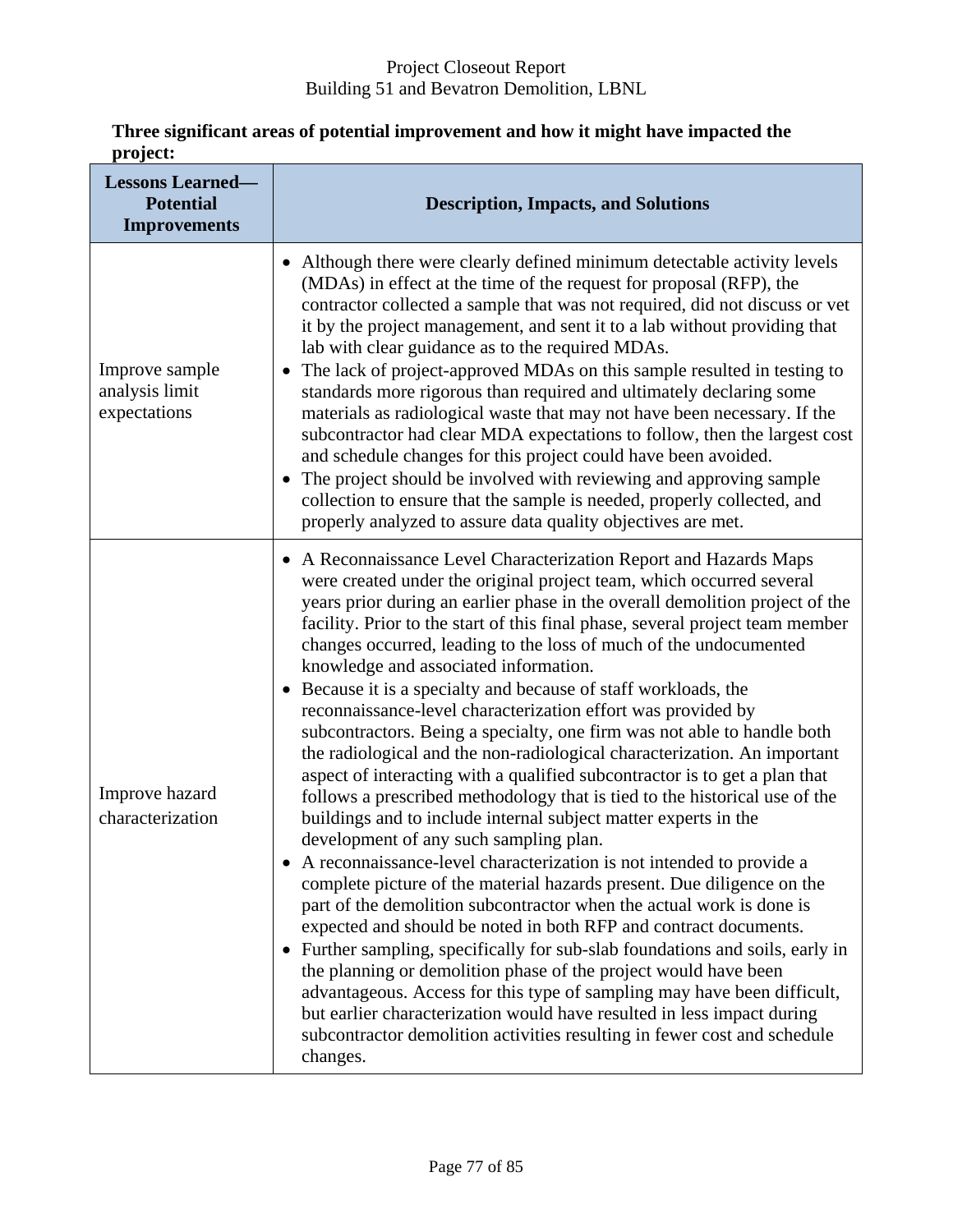**Three significant areas of potential improvement and how it might have impacted the project:**

| Lessons Learned—Potential Improvements | Description, Impacts, and Solutions |
|---|---|
| Improve sample analysis limit expectations | • Although there were clearly defined minimum detectable activity levels (MDAs) in effect at the time of the request for proposal (RFP), the contractor collected a sample that was not required, did not discuss or vet it by the project management, and sent it to a lab without providing that lab with clear guidance as to the required MDAs.<br>• The lack of project-approved MDAs on this sample resulted in testing to standards more rigorous than required and ultimately declaring some materials as radiological waste that may not have been necessary. If the subcontractor had clear MDA expectations to follow, then the largest cost and schedule changes for this project could have been avoided.<br>• The project should be involved with reviewing and approving sample collection to ensure that the sample is needed, properly collected, and properly analyzed to assure data quality objectives are met. |
| Improve hazard characterization | • A Reconnaissance Level Characterization Report and Hazards Maps were created under the original project team, which occurred several years prior during an earlier phase in the overall demolition project of the facility. Prior to the start of this final phase, several project team member changes occurred, leading to the loss of much of the undocumented knowledge and associated information.<br>• Because it is a specialty and because of staff workloads, the reconnaissance-level characterization effort was provided by subcontractors. Being a specialty, one firm was not able to handle both the radiological and the non-radiological characterization. An important aspect of interacting with a qualified subcontractor is to get a plan that follows a prescribed methodology that is tied to the historical use of the buildings and to include internal subject matter experts in the development of any such sampling plan.<br>• A reconnaissance-level characterization is not intended to provide a complete picture of the material hazards present. Due diligence on the part of the demolition subcontractor when the actual work is done is expected and should be noted in both RFP and contract documents.<br>• Further sampling, specifically for sub-slab foundations and soils, early in the planning or demolition phase of the project would have been advantageous. Access for this type of sampling may have been difficult, but earlier characterization would have resulted in less impact during subcontractor demolition activities resulting in fewer cost and schedule changes. |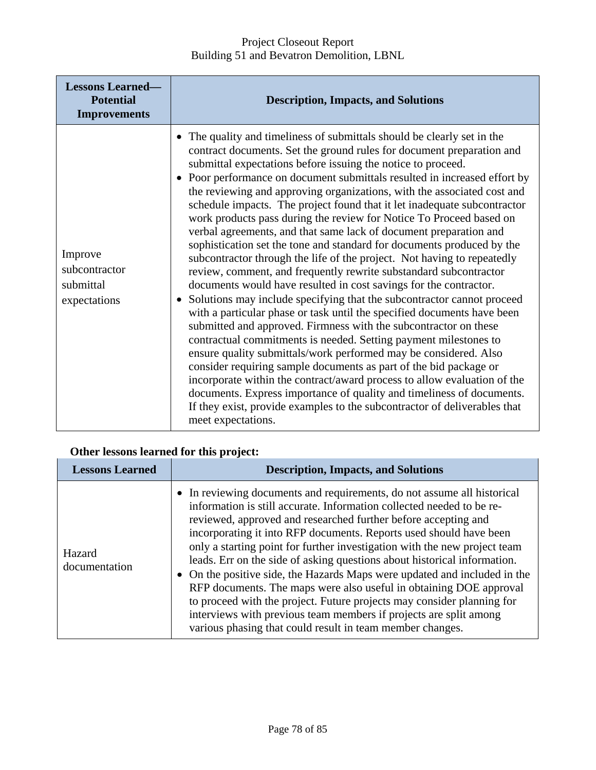| Lessons Learned—Potential Improvements | Description, Impacts, and Solutions |
|---|---|
| Improve subcontractor submittal expectations | • The quality and timeliness of submittals should be clearly set in the contract documents. Set the ground rules for document preparation and submittal expectations before issuing the notice to proceed.<br>• Poor performance on document submittals resulted in increased effort by the reviewing and approving organizations, with the associated cost and schedule impacts. The project found that it let inadequate subcontractor work products pass during the review for Notice To Proceed based on verbal agreements, and that same lack of document preparation and sophistication set the tone and standard for documents produced by the subcontractor through the life of the project. Not having to repeatedly review, comment, and frequently rewrite substandard subcontractor documents would have resulted in cost savings for the contractor.<br>• Solutions may include specifying that the subcontractor cannot proceed with a particular phase or task until the specified documents have been submitted and approved. Firmness with the subcontractor on these contractual commitments is needed. Setting payment milestones to ensure quality submittals/work performed may be considered. Also consider requiring sample documents as part of the bid package or incorporate within the contract/award process to allow evaluation of the documents. Express importance of quality and timeliness of documents. If they exist, provide examples to the subcontractor of deliverables that meet expectations. |

**Other lessons learned for this project:**

| Lessons Learned | Description, Impacts, and Solutions |
|---|---|
| Hazard documentation | • In reviewing documents and requirements, do not assume all historical information is still accurate. Information collected needed to be re-reviewed, approved and researched further before accepting and incorporating it into RFP documents. Reports used should have been only a starting point for further investigation with the new project team leads. Err on the side of asking questions about historical information.<br>• On the positive side, the Hazards Maps were updated and included in the RFP documents. The maps were also useful in obtaining DOE approval to proceed with the project. Future projects may consider planning for interviews with previous team members if projects are split among various phasing that could result in team member changes. |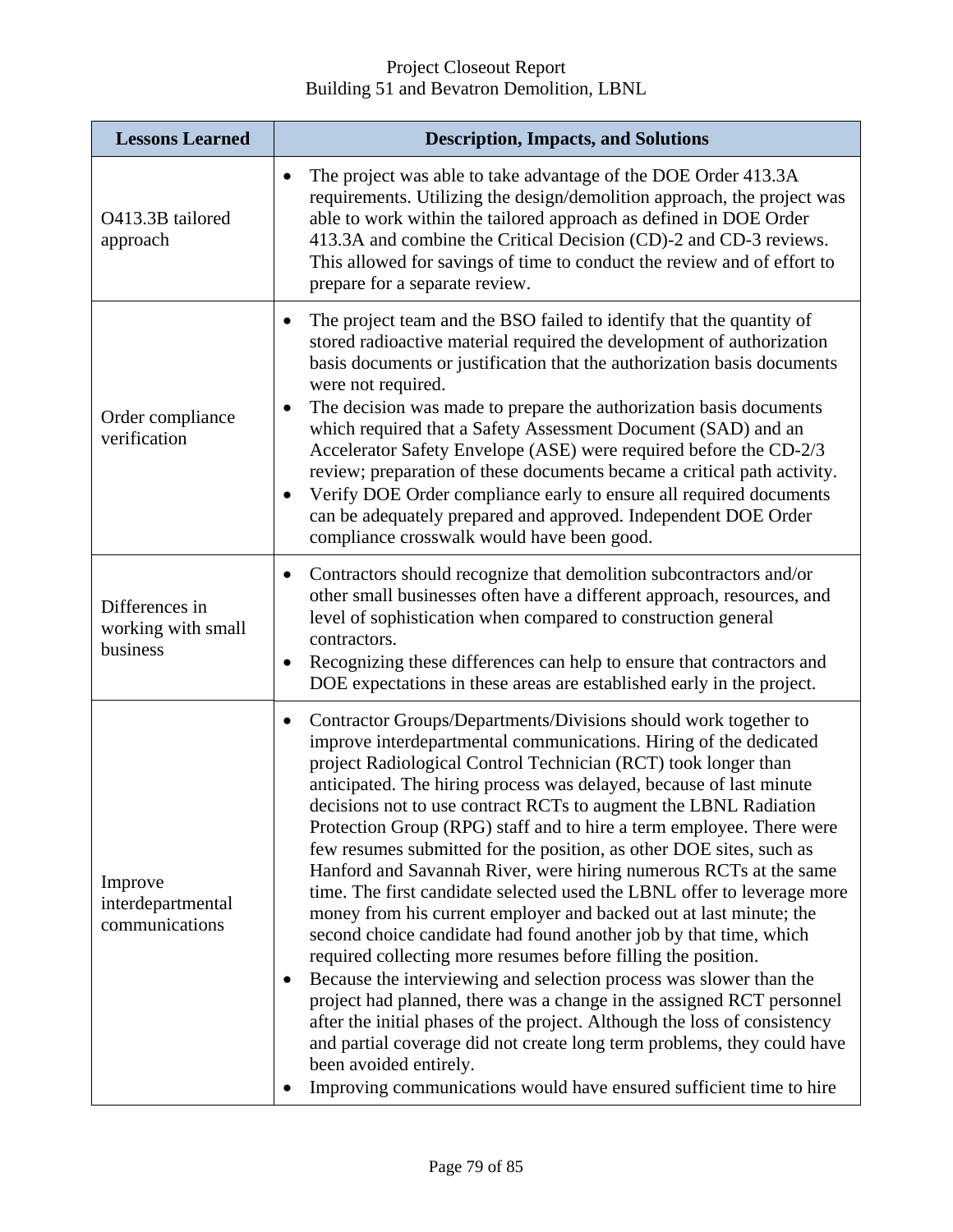| Lessons Learned | Description, Impacts, and Solutions |
|---|---|
| O413.3B tailored approach | • The project was able to take advantage of the DOE Order 413.3A requirements. Utilizing the design/demolition approach, the project was able to work within the tailored approach as defined in DOE Order 413.3A and combine the Critical Decision (CD)-2 and CD-3 reviews. This allowed for savings of time to conduct the review and of effort to prepare for a separate review. |
| Order compliance verification | • The project team and the BSO failed to identify that the quantity of stored radioactive material required the development of authorization basis documents or justification that the authorization basis documents were not required.<br>• The decision was made to prepare the authorization basis documents which required that a Safety Assessment Document (SAD) and an Accelerator Safety Envelope (ASE) were required before the CD-2/3 review; preparation of these documents became a critical path activity.<br>• Verify DOE Order compliance early to ensure all required documents can be adequately prepared and approved. Independent DOE Order compliance crosswalk would have been good. |
| Differences in working with small business | • Contractors should recognize that demolition subcontractors and/or other small businesses often have a different approach, resources, and level of sophistication when compared to construction general contractors.<br>• Recognizing these differences can help to ensure that contractors and DOE expectations in these areas are established early in the project. |
| Improve interdepartmental communications | • Contractor Groups/Departments/Divisions should work together to improve interdepartmental communications. Hiring of the dedicated project Radiological Control Technician (RCT) took longer than anticipated. The hiring process was delayed, because of last minute decisions not to use contract RCTs to augment the LBNL Radiation Protection Group (RPG) staff and to hire a term employee. There were few resumes submitted for the position, as other DOE sites, such as Hanford and Savannah River, were hiring numerous RCTs at the same time. The first candidate selected used the LBNL offer to leverage more money from his current employer and backed out at last minute; the second choice candidate had found another job by that time, which required collecting more resumes before filling the position.<br>• Because the interviewing and selection process was slower than the project had planned, there was a change in the assigned RCT personnel after the initial phases of the project. Although the loss of consistency and partial coverage did not create long term problems, they could have been avoided entirely.<br>• Improving communications would have ensured sufficient time to hire |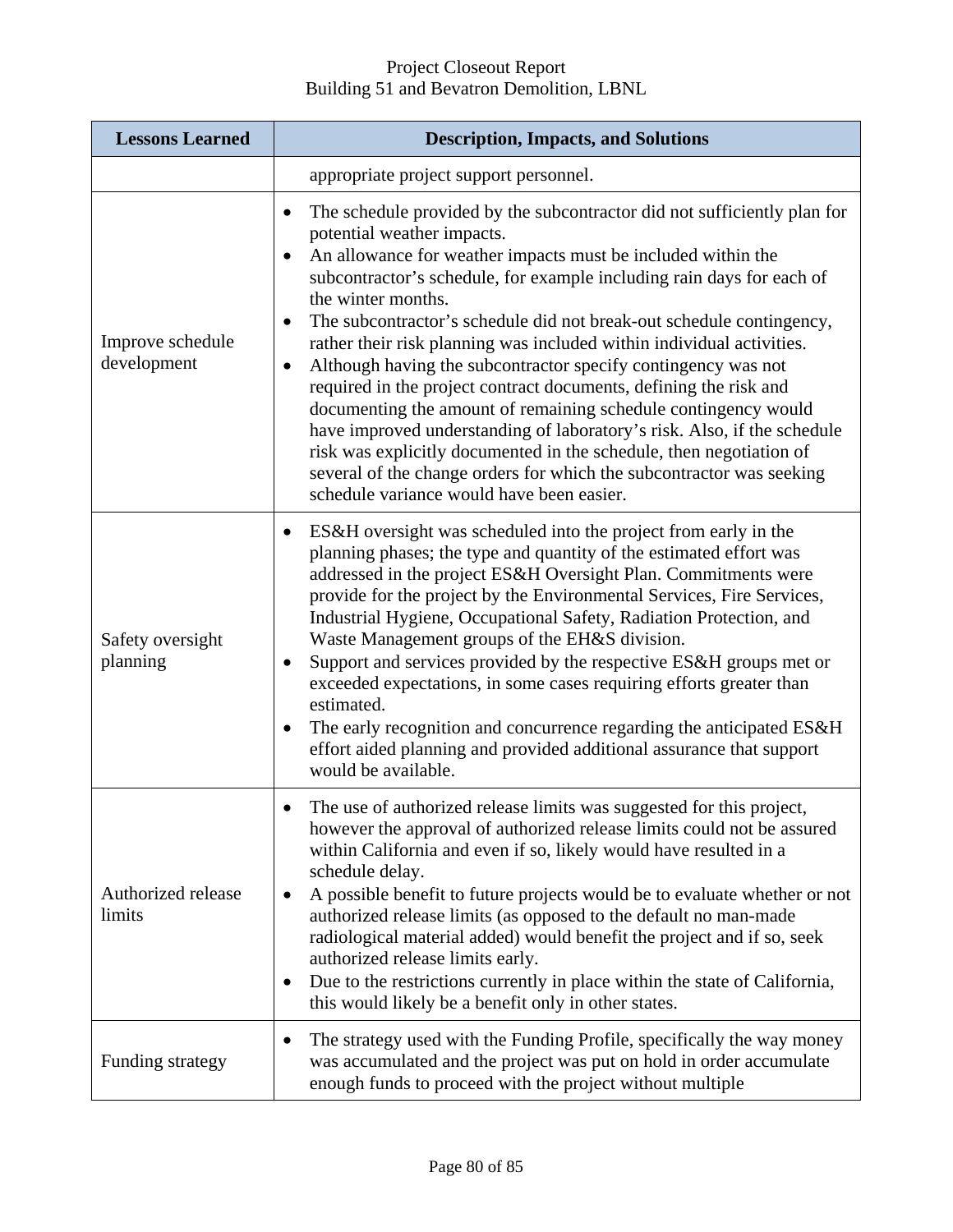| Lessons Learned | Description, Impacts, and Solutions |
|---|---|
| | appropriate project support personnel. |
| Improve schedule development | • The schedule provided by the subcontractor did not sufficiently plan for potential weather impacts.<br>• An allowance for weather impacts must be included within the subcontractor's schedule, for example including rain days for each of the winter months.<br>• The subcontractor's schedule did not break-out schedule contingency, rather their risk planning was included within individual activities.<br>• Although having the subcontractor specify contingency was not required in the project contract documents, defining the risk and documenting the amount of remaining schedule contingency would have improved understanding of laboratory's risk. Also, if the schedule risk was explicitly documented in the schedule, then negotiation of several of the change orders for which the subcontractor was seeking schedule variance would have been easier. |
| Safety oversight planning | • ES&H oversight was scheduled into the project from early in the planning phases; the type and quantity of the estimated effort was addressed in the project ES&H Oversight Plan. Commitments were provide for the project by the Environmental Services, Fire Services, Industrial Hygiene, Occupational Safety, Radiation Protection, and Waste Management groups of the EH&S division.<br>• Support and services provided by the respective ES&H groups met or exceeded expectations, in some cases requiring efforts greater than estimated.<br>• The early recognition and concurrence regarding the anticipated ES&H effort aided planning and provided additional assurance that support would be available. |
| Authorized release limits | • The use of authorized release limits was suggested for this project, however the approval of authorized release limits could not be assured within California and even if so, likely would have resulted in a schedule delay.<br>• A possible benefit to future projects would be to evaluate whether or not authorized release limits (as opposed to the default no man-made radiological material added) would benefit the project and if so, seek authorized release limits early.<br>• Due to the restrictions currently in place within the state of California, this would likely be a benefit only in other states. |
| Funding strategy | • The strategy used with the Funding Profile, specifically the way money was accumulated and the project was put on hold in order accumulate enough funds to proceed with the project without multiple |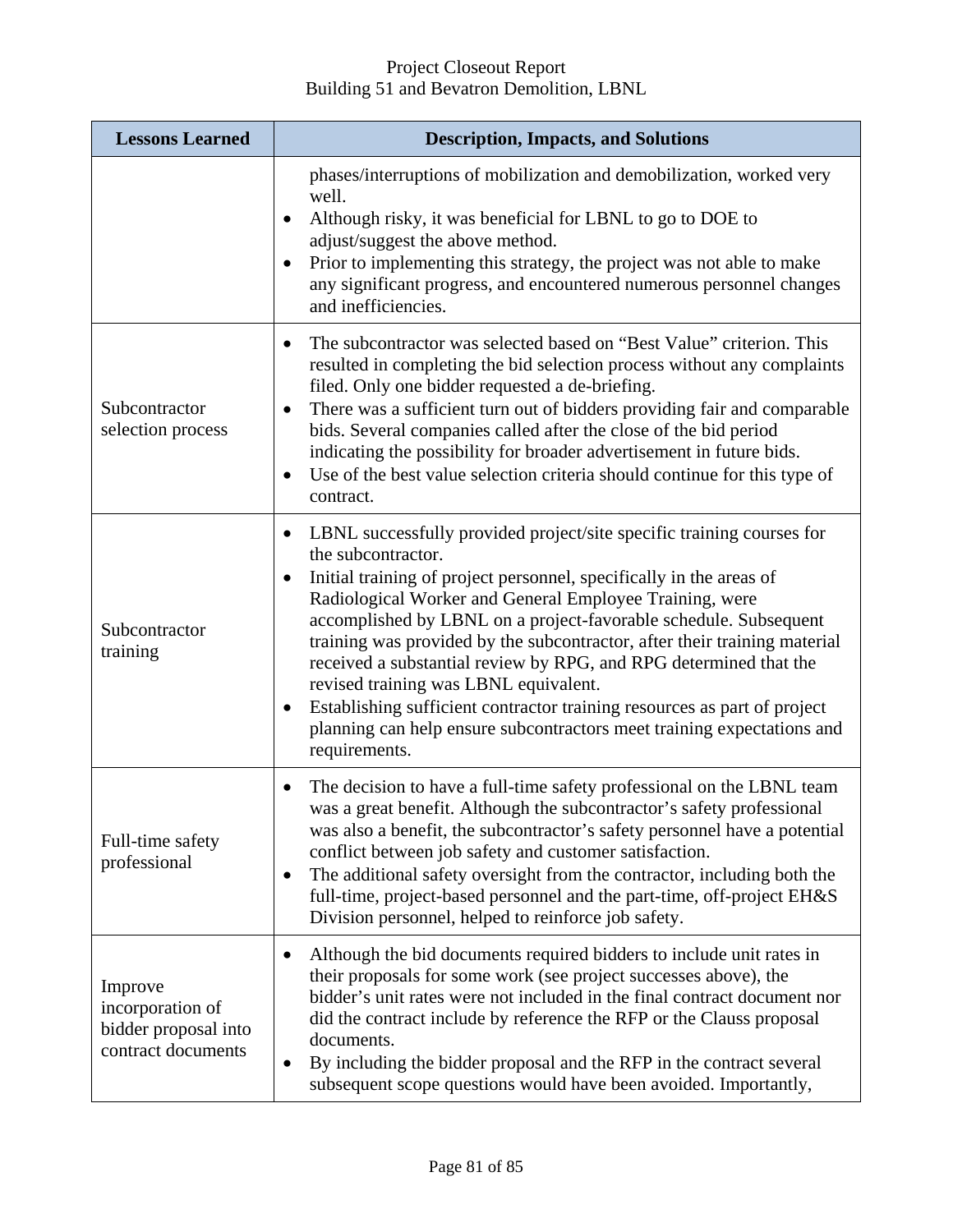| Lessons Learned | Description, Impacts, and Solutions |
|---|---|
| | phases/interruptions of mobilization and demobilization, worked very well.<br>• Although risky, it was beneficial for LBNL to go to DOE to adjust/suggest the above method.<br>• Prior to implementing this strategy, the project was not able to make any significant progress, and encountered numerous personnel changes and inefficiencies. |
| Subcontractor selection process | • The subcontractor was selected based on "Best Value" criterion. This resulted in completing the bid selection process without any complaints filed. Only one bidder requested a de-briefing.<br>• There was a sufficient turn out of bidders providing fair and comparable bids. Several companies called after the close of the bid period indicating the possibility for broader advertisement in future bids.<br>• Use of the best value selection criteria should continue for this type of contract. |
| Subcontractor training | • LBNL successfully provided project/site specific training courses for the subcontractor.<br>• Initial training of project personnel, specifically in the areas of Radiological Worker and General Employee Training, were accomplished by LBNL on a project-favorable schedule. Subsequent training was provided by the subcontractor, after their training material received a substantial review by RPG, and RPG determined that the revised training was LBNL equivalent.<br>• Establishing sufficient contractor training resources as part of project planning can help ensure subcontractors meet training expectations and requirements. |
| Full-time safety professional | • The decision to have a full-time safety professional on the LBNL team was a great benefit. Although the subcontractor's safety professional was also a benefit, the subcontractor's safety personnel have a potential conflict between job safety and customer satisfaction.<br>• The additional safety oversight from the contractor, including both the full-time, project-based personnel and the part-time, off-project EH&S Division personnel, helped to reinforce job safety. |
| Improve incorporation of bidder proposal into contract documents | • Although the bid documents required bidders to include unit rates in their proposals for some work (see project successes above), the bidder's unit rates were not included in the final contract document nor did the contract include by reference the RFP or the Clauss proposal documents.<br>• By including the bidder proposal and the RFP in the contract several subsequent scope questions would have been avoided. Importantly, |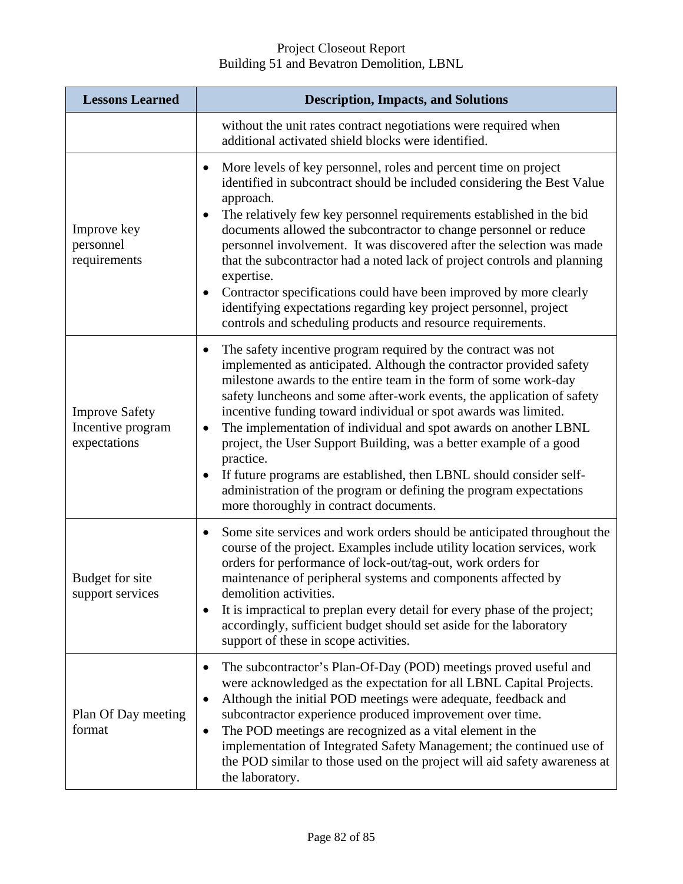| Lessons Learned | Description, Impacts, and Solutions |
|---|---|
| | without the unit rates contract negotiations were required when additional activated shield blocks were identified. |
| Improve key personnel requirements | • More levels of key personnel, roles and percent time on project identified in subcontract should be included considering the Best Value approach.<br>• The relatively few key personnel requirements established in the bid documents allowed the subcontractor to change personnel or reduce personnel involvement. It was discovered after the selection was made that the subcontractor had a noted lack of project controls and planning expertise.<br>• Contractor specifications could have been improved by more clearly identifying expectations regarding key project personnel, project controls and scheduling products and resource requirements. |
| Improve Safety Incentive program expectations | • The safety incentive program required by the contract was not implemented as anticipated. Although the contractor provided safety milestone awards to the entire team in the form of some work-day safety luncheons and some after-work events, the application of safety incentive funding toward individual or spot awards was limited.<br>• The implementation of individual and spot awards on another LBNL project, the User Support Building, was a better example of a good practice.<br>• If future programs are established, then LBNL should consider self-administration of the program or defining the program expectations more thoroughly in contract documents. |
| Budget for site support services | • Some site services and work orders should be anticipated throughout the course of the project. Examples include utility location services, work orders for performance of lock-out/tag-out, work orders for maintenance of peripheral systems and components affected by demolition activities.<br>• It is impractical to preplan every detail for every phase of the project; accordingly, sufficient budget should set aside for the laboratory support of these in scope activities. |
| Plan Of Day meeting format | • The subcontractor's Plan-Of-Day (POD) meetings proved useful and were acknowledged as the expectation for all LBNL Capital Projects.<br>• Although the initial POD meetings were adequate, feedback and subcontractor experience produced improvement over time.<br>• The POD meetings are recognized as a vital element in the implementation of Integrated Safety Management; the continued use of the POD similar to those used on the project will aid safety awareness at the laboratory. |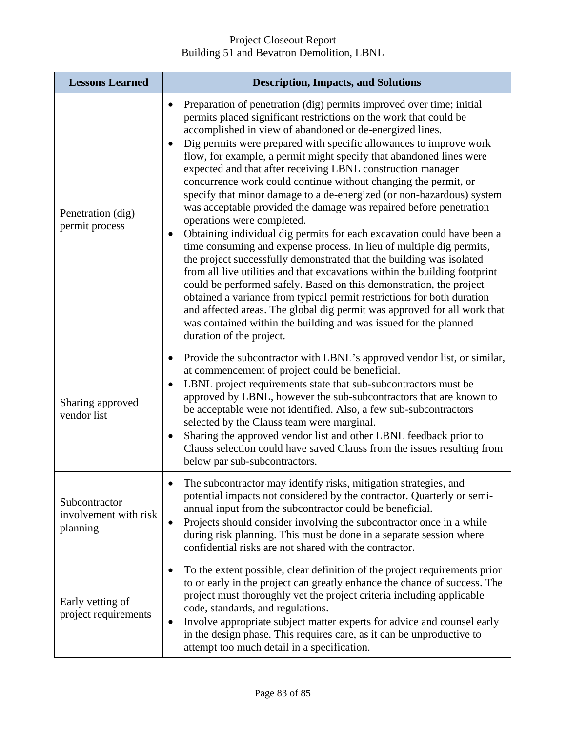| Lessons Learned | Description, Impacts, and Solutions |
|---|---|
| Penetration (dig) permit process | • Preparation of penetration (dig) permits improved over time; initial permits placed significant restrictions on the work that could be accomplished in view of abandoned or de-energized lines.<br>• Dig permits were prepared with specific allowances to improve work flow, for example, a permit might specify that abandoned lines were expected and that after receiving LBNL construction manager concurrence work could continue without changing the permit, or specify that minor damage to a de-energized (or non-hazardous) system was acceptable provided the damage was repaired before penetration operations were completed.<br>• Obtaining individual dig permits for each excavation could have been a time consuming and expense process. In lieu of multiple dig permits, the project successfully demonstrated that the building was isolated from all live utilities and that excavations within the building footprint could be performed safely. Based on this demonstration, the project obtained a variance from typical permit restrictions for both duration and affected areas. The global dig permit was approved for all work that was contained within the building and was issued for the planned duration of the project. |
| Sharing approved vendor list | • Provide the subcontractor with LBNL's approved vendor list, or similar, at commencement of project could be beneficial.<br>• LBNL project requirements state that sub-subcontractors must be approved by LBNL, however the sub-subcontractors that are known to be acceptable were not identified. Also, a few sub-subcontractors selected by the Clauss team were marginal.<br>• Sharing the approved vendor list and other LBNL feedback prior to Clauss selection could have saved Clauss from the issues resulting from below par sub-subcontractors. |
| Subcontractor involvement with risk planning | • The subcontractor may identify risks, mitigation strategies, and potential impacts not considered by the contractor. Quarterly or semi-annual input from the subcontractor could be beneficial.<br>• Projects should consider involving the subcontractor once in a while during risk planning. This must be done in a separate session where confidential risks are not shared with the contractor. |
| Early vetting of project requirements | • To the extent possible, clear definition of the project requirements prior to or early in the project can greatly enhance the chance of success. The project must thoroughly vet the project criteria including applicable code, standards, and regulations.<br>• Involve appropriate subject matter experts for advice and counsel early in the design phase. This requires care, as it can be unproductive to attempt too much detail in a specification. |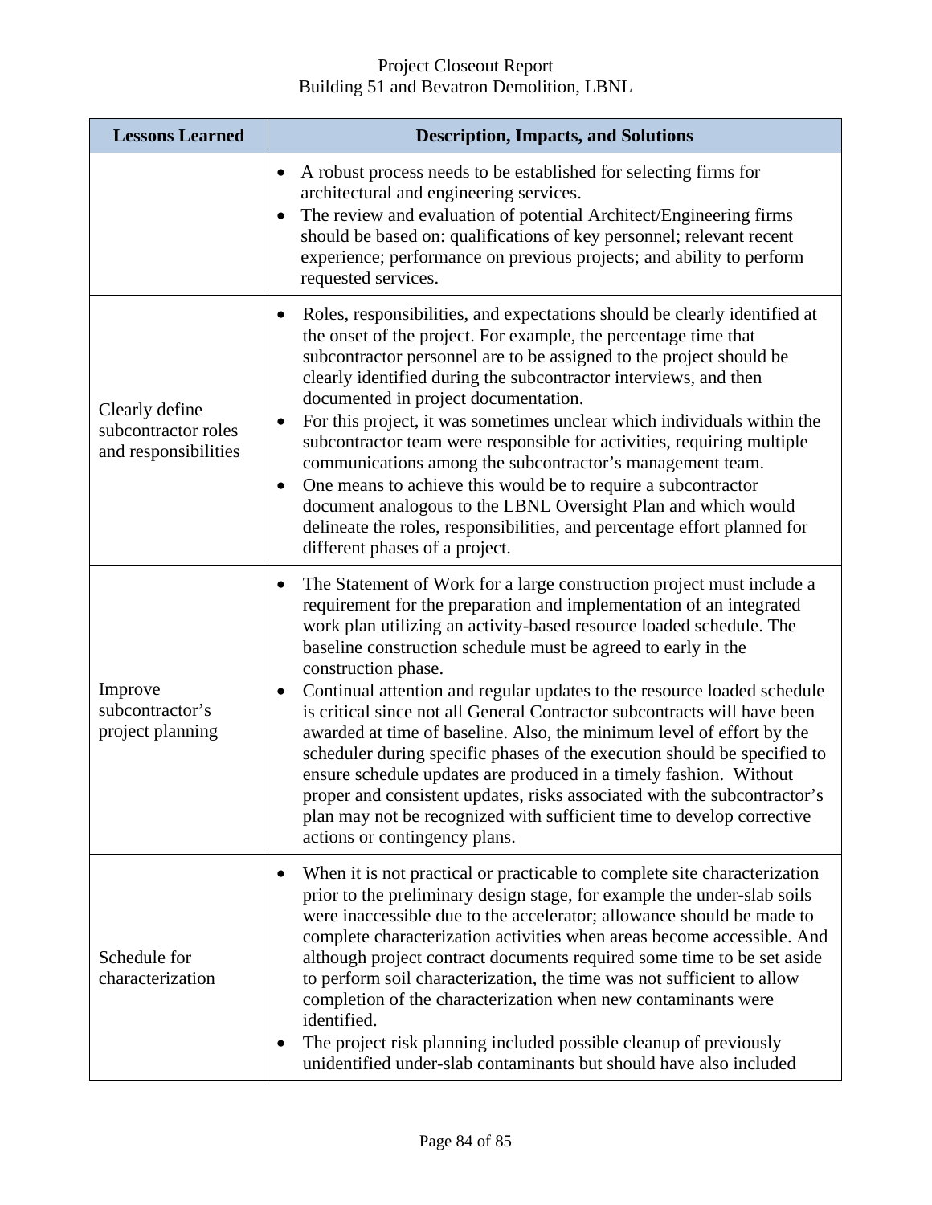| Lessons Learned | Description, Impacts, and Solutions |
|---|---|
| | • A robust process needs to be established for selecting firms for architectural and engineering services.<br>• The review and evaluation of potential Architect/Engineering firms should be based on: qualifications of key personnel; relevant recent experience; performance on previous projects; and ability to perform requested services. |
| Clearly define subcontractor roles and responsibilities | • Roles, responsibilities, and expectations should be clearly identified at the onset of the project. For example, the percentage time that subcontractor personnel are to be assigned to the project should be clearly identified during the subcontractor interviews, and then documented in project documentation.<br>• For this project, it was sometimes unclear which individuals within the subcontractor team were responsible for activities, requiring multiple communications among the subcontractor's management team.<br>• One means to achieve this would be to require a subcontractor document analogous to the LBNL Oversight Plan and which would delineate the roles, responsibilities, and percentage effort planned for different phases of a project. |
| Improve subcontractor's project planning | • The Statement of Work for a large construction project must include a requirement for the preparation and implementation of an integrated work plan utilizing an activity-based resource loaded schedule. The baseline construction schedule must be agreed to early in the construction phase.<br>• Continual attention and regular updates to the resource loaded schedule is critical since not all General Contractor subcontracts will have been awarded at time of baseline. Also, the minimum level of effort by the scheduler during specific phases of the execution should be specified to ensure schedule updates are produced in a timely fashion. Without proper and consistent updates, risks associated with the subcontractor's plan may not be recognized with sufficient time to develop corrective actions or contingency plans. |
| Schedule for characterization | • When it is not practical or practicable to complete site characterization prior to the preliminary design stage, for example the under-slab soils were inaccessible due to the accelerator; allowance should be made to complete characterization activities when areas become accessible. And although project contract documents required some time to be set aside to perform soil characterization, the time was not sufficient to allow completion of the characterization when new contaminants were identified.<br>• The project risk planning included possible cleanup of previously unidentified under-slab contaminants but should have also included |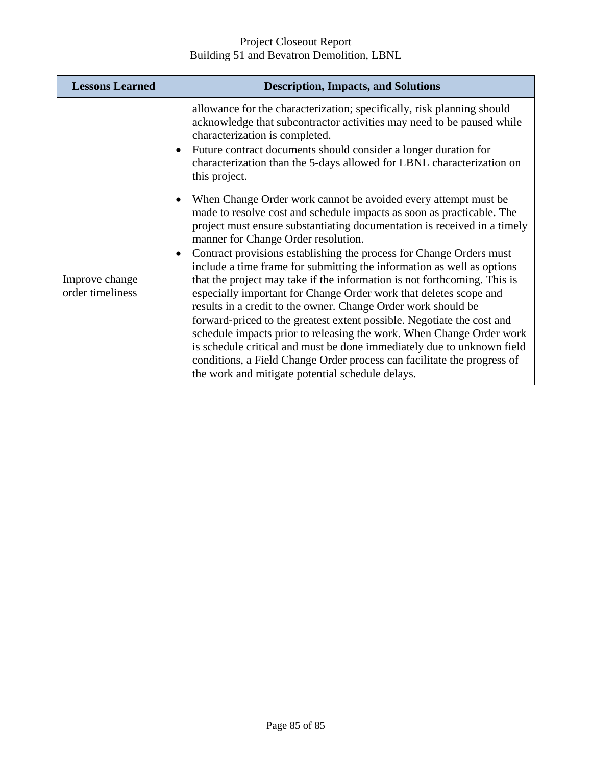| Lessons Learned | Description, Impacts, and Solutions |
|---|---|
| | allowance for the characterization; specifically, risk planning should acknowledge that subcontractor activities may need to be paused while characterization is completed.<br>• Future contract documents should consider a longer duration for characterization than the 5-days allowed for LBNL characterization on this project. |
| Improve change order timeliness | • When Change Order work cannot be avoided every attempt must be made to resolve cost and schedule impacts as soon as practicable. The project must ensure substantiating documentation is received in a timely manner for Change Order resolution.<br>• Contract provisions establishing the process for Change Orders must include a time frame for submitting the information as well as options that the project may take if the information is not forthcoming. This is especially important for Change Order work that deletes scope and results in a credit to the owner. Change Order work should be forward-priced to the greatest extent possible. Negotiate the cost and schedule impacts prior to releasing the work. When Change Order work is schedule critical and must be done immediately due to unknown field conditions, a Field Change Order process can facilitate the progress of the work and mitigate potential schedule delays. |